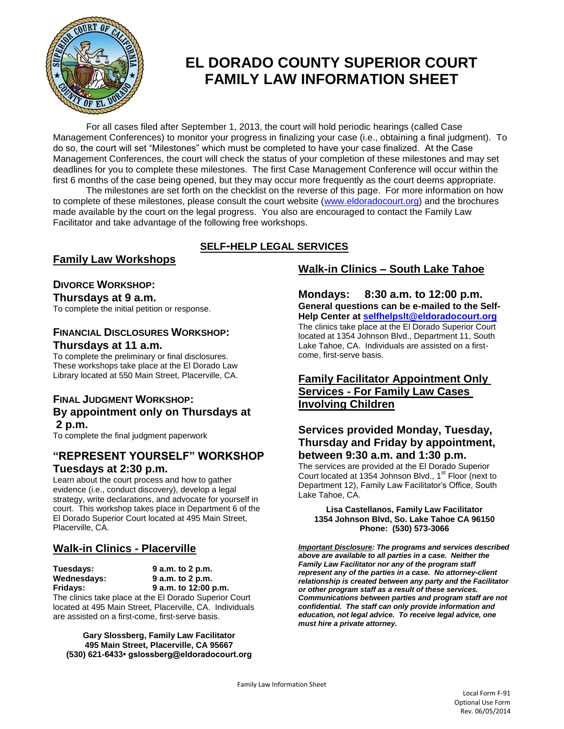# EL DORADO COUNTY SUPERIOR COURT FAMILY LAW INFORMATION SHEET

For all cases filed after September 1, 2013, the court will hold periodic hearings (called Case Management Conferences) to monitor your progress in finalizing your case (i.e., obtaining a final judgment). To do so, the court will set "Milestones" which must be completed to have your case finalized. At the Case Management Conferences, the court will check the status of your completion of these milestones and may set deadlines for you to complete these milestones. The first Case Management Conference will occur within the first 6 months of the case being opened, but they may occur more frequently as the court deems appropriate.

The milestones are set forth on the checklist on the reverse of this page. For more information on how to complete of these milestones, please consult the court website (www.eldoradocourt.org) and the brochures made available by the court on the legal progress. You also are encouraged to contact the Family Law Facilitator and take advantage of the following free workshops.

## SELF-HELP LEGAL SERVICES

## Family Law Workshops

### DIVORCE WORKSHOP:

**Thursdays at 9 a.m.**

To complete the initial petition or response.

### FINANCIAL DISCLOSURES WORKSHOP:

**Thursdays at 11 a.m.**

To complete the preliminary or final disclosures. These workshops take place at the El Dorado Law Library located at 550 Main Street, Placerville, CA.

### FINAL JUDGMENT WORKSHOP:

**By appointment only on Thursdays at 2 p.m.**

To complete the final judgment paperwork

### "REPRESENT YOURSELF" WORKSHOP

**Tuesdays at 2:30 p.m.**

Learn about the court process and how to gather evidence (i.e., conduct discovery), develop a legal strategy, write declarations, and advocate for yourself in court. This workshop takes place in Department 6 of the El Dorado Superior Court located at 495 Main Street, Placerville, CA.

## Walk-in Clinics - Placerville

| | |
|---|---|
| **Tuesdays:** | **9 a.m. to 2 p.m.** |
| **Wednesdays:** | **9 a.m. to 2 p.m.** |
| **Fridays:** | **9 a.m. to 12:00 p.m.** |

The clinics take place at the El Dorado Superior Court located at 495 Main Street, Placerville, CA. Individuals are assisted on a first-come, first-serve basis.

**Gary Slossberg, Family Law Facilitator**
**495 Main Street, Placerville, CA 95667**
**(530) 621-6433• gslossberg@eldoradocourt.org**

## Walk-in Clinics – South Lake Tahoe

**Mondays: 8:30 a.m. to 12:00 p.m.**

**General questions can be e-mailed to the Self-Help Center at selfhelpslt@eldoradocourt.org**

The clinics take place at the El Dorado Superior Court located at 1354 Johnson Blvd., Department 11, South Lake Tahoe, CA. Individuals are assisted on a first-come, first-serve basis.

## Family Facilitator Appointment Only Services - For Family Law Cases Involving Children

### Services provided Monday, Tuesday, Thursday and Friday by appointment, between 9:30 a.m. and 1:30 p.m.

The services are provided at the El Dorado Superior Court located at 1354 Johnson Blvd., 1st Floor (next to Department 12), Family Law Facilitator's Office, South Lake Tahoe, CA.

**Lisa Castellanos, Family Law Facilitator**
**1354 Johnson Blvd, So. Lake Tahoe CA 96150**
**Phone: (530) 573-3066**

***Important Disclosure:* *The programs and services described above are available to all parties in a case. Neither the Family Law Facilitator nor any of the program staff represent any of the parties in a case. No attorney-client relationship is created between any party and the Facilitator or other program staff as a result of these services. Communications between parties and program staff are not confidential. The staff can only provide information and education, not legal advice. To receive legal advice, one must hire a private attorney.***

Local Form F-91
Optional Use Form
Rev. 06/05/2014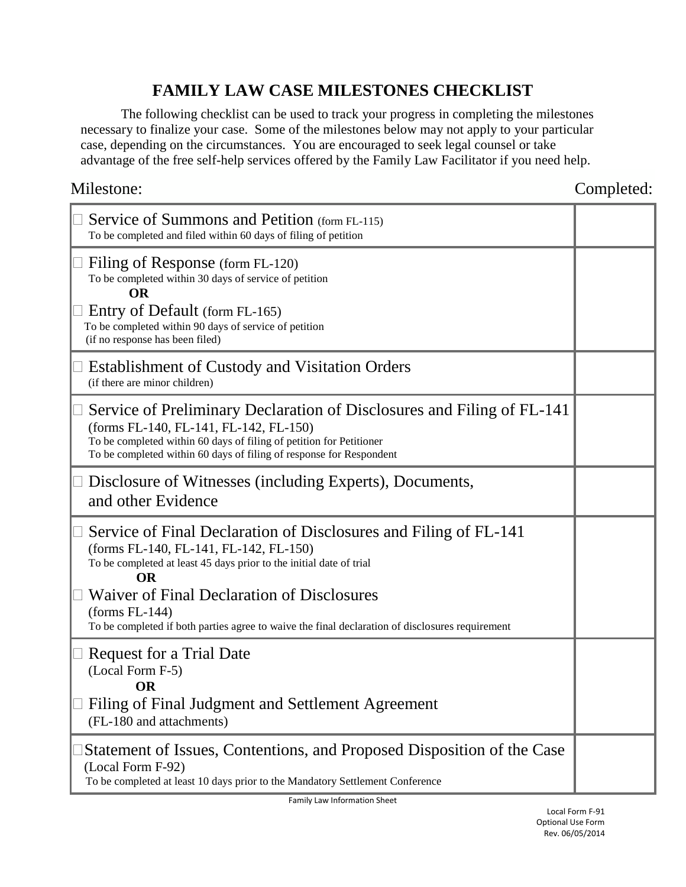# FAMILY LAW CASE MILESTONES CHECKLIST

The following checklist can be used to track your progress in completing the milestones necessary to finalize your case. Some of the milestones below may not apply to your particular case, depending on the circumstances. You are encouraged to seek legal counsel or take advantage of the free self-help services offered by the Family Law Facilitator if you need help.

| Milestone: | Completed: |
| --- | --- |
| ☐ Service of Summons and Petition (form FL-115)<br>To be completed and filed within 60 days of filing of petition | |
| ☐ Filing of Response (form FL-120)<br>To be completed within 30 days of service of petition<br>**OR**<br>☐ Entry of Default (form FL-165)<br>To be completed within 90 days of service of petition (if no response has been filed) | |
| ☐ Establishment of Custody and Visitation Orders<br>(if there are minor children) | |
| ☐ Service of Preliminary Declaration of Disclosures and Filing of FL-141<br>(forms FL-140, FL-141, FL-142, FL-150)<br>To be completed within 60 days of filing of petition for Petitioner<br>To be completed within 60 days of filing of response for Respondent | |
| ☐ Disclosure of Witnesses (including Experts), Documents, and other Evidence | |
| ☐ Service of Final Declaration of Disclosures and Filing of FL-141<br>(forms FL-140, FL-141, FL-142, FL-150)<br>To be completed at least 45 days prior to the initial date of trial<br>**OR**<br>☐ Waiver of Final Declaration of Disclosures<br>(forms FL-144)<br>To be completed if both parties agree to waive the final declaration of disclosures requirement | |
| ☐ Request for a Trial Date<br>(Local Form F-5)<br>**OR**<br>☐ Filing of Final Judgment and Settlement Agreement<br>(FL-180 and attachments) | |
| ☐ Statement of Issues, Contentions, and Proposed Disposition of the Case<br>(Local Form F-92)<br>To be completed at least 10 days prior to the Mandatory Settlement Conference | |

Family Law Information Sheet

Local Form F-91
Optional Use Form
Rev. 06/05/2014